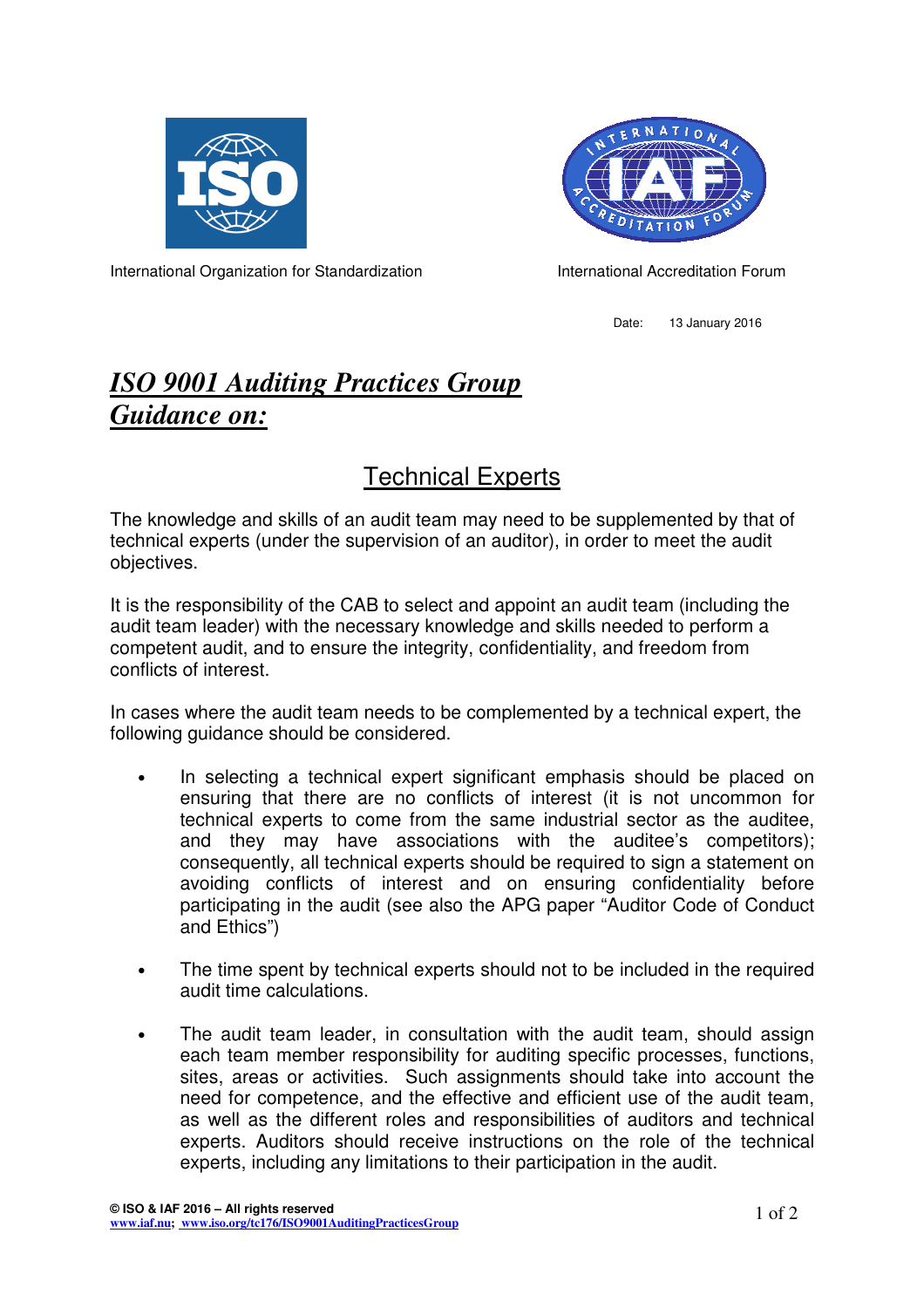International Organization for Standardization

International Accreditation Forum

Date: 13 January 2016

# *ISO 9001 Auditing Practices Group Guidance on:*

## Technical Experts

The knowledge and skills of an audit team may need to be supplemented by that of technical experts (under the supervision of an auditor), in order to meet the audit objectives.

It is the responsibility of the CAB to select and appoint an audit team (including the audit team leader) with the necessary knowledge and skills needed to perform a competent audit, and to ensure the integrity, confidentiality, and freedom from conflicts of interest.

In cases where the audit team needs to be complemented by a technical expert, the following guidance should be considered.

- In selecting a technical expert significant emphasis should be placed on ensuring that there are no conflicts of interest (it is not uncommon for technical experts to come from the same industrial sector as the auditee, and they may have associations with the auditee's competitors); consequently, all technical experts should be required to sign a statement on avoiding conflicts of interest and on ensuring confidentiality before participating in the audit (see also the APG paper "Auditor Code of Conduct and Ethics")
- The time spent by technical experts should not to be included in the required audit time calculations.
- The audit team leader, in consultation with the audit team, should assign each team member responsibility for auditing specific processes, functions, sites, areas or activities. Such assignments should take into account the need for competence, and the effective and efficient use of the audit team, as well as the different roles and responsibilities of auditors and technical experts. Auditors should receive instructions on the role of the technical experts, including any limitations to their participation in the audit.

**© ISO & IAF 2016 – All rights reserved**
**www.iaf.nu; www.iso.org/tc176/ISO9001AuditingPracticesGroup**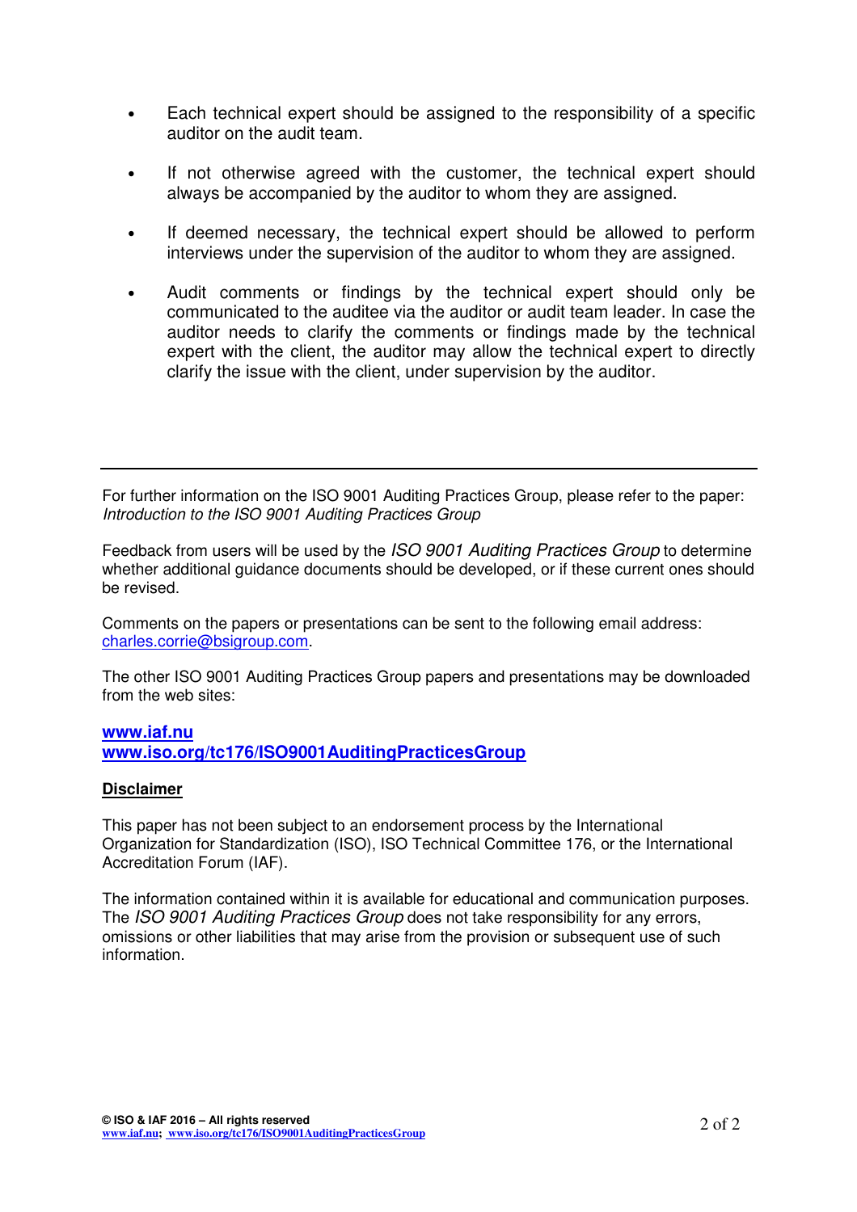- Each technical expert should be assigned to the responsibility of a specific auditor on the audit team.
- If not otherwise agreed with the customer, the technical expert should always be accompanied by the auditor to whom they are assigned.
- If deemed necessary, the technical expert should be allowed to perform interviews under the supervision of the auditor to whom they are assigned.
- Audit comments or findings by the technical expert should only be communicated to the auditee via the auditor or audit team leader. In case the auditor needs to clarify the comments or findings made by the technical expert with the client, the auditor may allow the technical expert to directly clarify the issue with the client, under supervision by the auditor.

---

For further information on the ISO 9001 Auditing Practices Group, please refer to the paper: *Introduction to the ISO 9001 Auditing Practices Group*

Feedback from users will be used by the *ISO 9001 Auditing Practices Group* to determine whether additional guidance documents should be developed, or if these current ones should be revised.

Comments on the papers or presentations can be sent to the following email address: charles.corrie@bsigroup.com.

The other ISO 9001 Auditing Practices Group papers and presentations may be downloaded from the web sites:

**www.iaf.nu**
**www.iso.org/tc176/ISO9001AuditingPracticesGroup**

**Disclaimer**

This paper has not been subject to an endorsement process by the International Organization for Standardization (ISO), ISO Technical Committee 176, or the International Accreditation Forum (IAF).

The information contained within it is available for educational and communication purposes. The *ISO 9001 Auditing Practices Group* does not take responsibility for any errors, omissions or other liabilities that may arise from the provision or subsequent use of such information.